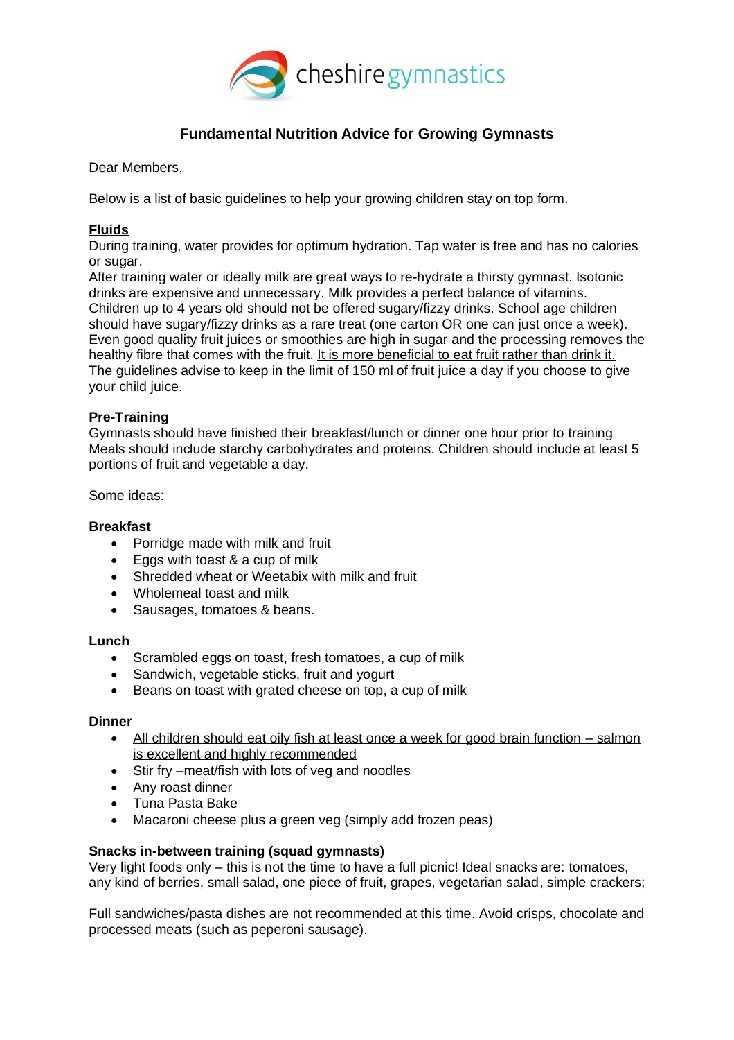cheshire gymnastics

## Fundamental Nutrition Advice for Growing Gymnasts

Dear Members,

Below is a list of basic guidelines to help your growing children stay on top form.

### Fluids

During training, water provides for optimum hydration. Tap water is free and has no calories or sugar.
After training water or ideally milk are great ways to re-hydrate a thirsty gymnast. Isotonic drinks are expensive and unnecessary. Milk provides a perfect balance of vitamins.
Children up to 4 years old should not be offered sugary/fizzy drinks. School age children should have sugary/fizzy drinks as a rare treat (one carton OR one can just once a week).
Even good quality fruit juices or smoothies are high in sugar and the processing removes the healthy fibre that comes with the fruit. It is more beneficial to eat fruit rather than drink it.
The guidelines advise to keep in the limit of 150 ml of fruit juice a day if you choose to give your child juice.

### Pre-Training

Gymnasts should have finished their breakfast/lunch or dinner one hour prior to training
Meals should include starchy carbohydrates and proteins. Children should include at least 5 portions of fruit and vegetable a day.

Some ideas:

**Breakfast**

- Porridge made with milk and fruit
- Eggs with toast & a cup of milk
- Shredded wheat or Weetabix with milk and fruit
- Wholemeal toast and milk
- Sausages, tomatoes & beans.

**Lunch**

- Scrambled eggs on toast, fresh tomatoes, a cup of milk
- Sandwich, vegetable sticks, fruit and yogurt
- Beans on toast with grated cheese on top, a cup of milk

**Dinner**

- All children should eat oily fish at least once a week for good brain function – salmon is excellent and highly recommended
- Stir fry –meat/fish with lots of veg and noodles
- Any roast dinner
- Tuna Pasta Bake
- Macaroni cheese plus a green veg (simply add frozen peas)

**Snacks in-between training (squad gymnasts)**

Very light foods only – this is not the time to have a full picnic! Ideal snacks are: tomatoes, any kind of berries, small salad, one piece of fruit, grapes, vegetarian salad, simple crackers;

Full sandwiches/pasta dishes are not recommended at this time. Avoid crisps, chocolate and processed meats (such as peperoni sausage).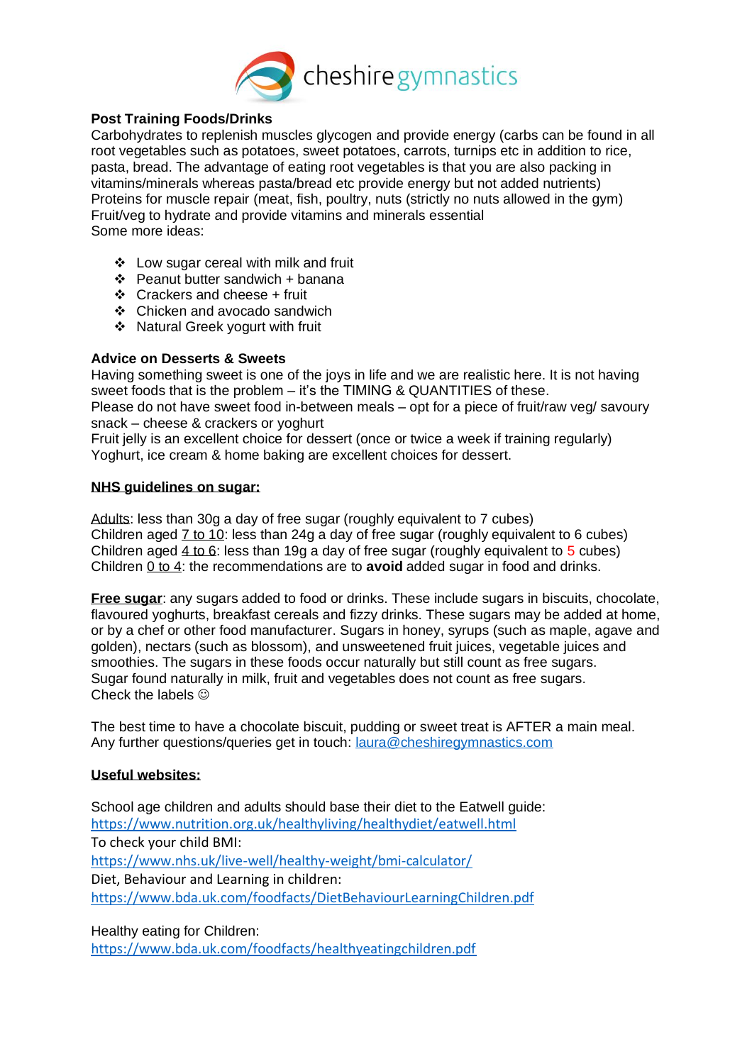cheshire gymnastics

**Post Training Foods/Drinks**

Carbohydrates to replenish muscles glycogen and provide energy (carbs can be found in all root vegetables such as potatoes, sweet potatoes, carrots, turnips etc in addition to rice, pasta, bread. The advantage of eating root vegetables is that you are also packing in vitamins/minerals whereas pasta/bread etc provide energy but not added nutrients)
Proteins for muscle repair (meat, fish, poultry, nuts (strictly no nuts allowed in the gym)
Fruit/veg to hydrate and provide vitamins and minerals essential
Some more ideas:

- Low sugar cereal with milk and fruit
- Peanut butter sandwich + banana
- Crackers and cheese + fruit
- Chicken and avocado sandwich
- Natural Greek yogurt with fruit

**Advice on Desserts & Sweets**

Having something sweet is one of the joys in life and we are realistic here. It is not having sweet foods that is the problem – it's the TIMING & QUANTITIES of these.
Please do not have sweet food in-between meals – opt for a piece of fruit/raw veg/ savoury snack – cheese & crackers or yoghurt
Fruit jelly is an excellent choice for dessert (once or twice a week if training regularly)
Yoghurt, ice cream & home baking are excellent choices for dessert.

**NHS guidelines on sugar:**

Adults: less than 30g a day of free sugar (roughly equivalent to 7 cubes)
Children aged 7 to 10: less than 24g a day of free sugar (roughly equivalent to 6 cubes)
Children aged 4 to 6: less than 19g a day of free sugar (roughly equivalent to 5 cubes)
Children 0 to 4: the recommendations are to **avoid** added sugar in food and drinks.

**Free sugar**: any sugars added to food or drinks. These include sugars in biscuits, chocolate, flavoured yoghurts, breakfast cereals and fizzy drinks. These sugars may be added at home, or by a chef or other food manufacturer. Sugars in honey, syrups (such as maple, agave and golden), nectars (such as blossom), and unsweetened fruit juices, vegetable juices and smoothies. The sugars in these foods occur naturally but still count as free sugars.
Sugar found naturally in milk, fruit and vegetables does not count as free sugars.
Check the labels ☺

The best time to have a chocolate biscuit, pudding or sweet treat is AFTER a main meal.
Any further questions/queries get in touch: laura@cheshiregymnastics.com

**Useful websites:**

School age children and adults should base their diet to the Eatwell guide:
https://www.nutrition.org.uk/healthyliving/healthydiet/eatwell.html
To check your child BMI:
https://www.nhs.uk/live-well/healthy-weight/bmi-calculator/
Diet, Behaviour and Learning in children:
https://www.bda.uk.com/foodfacts/DietBehaviourLearningChildren.pdf

Healthy eating for Children:
https://www.bda.uk.com/foodfacts/healthyeatingchildren.pdf